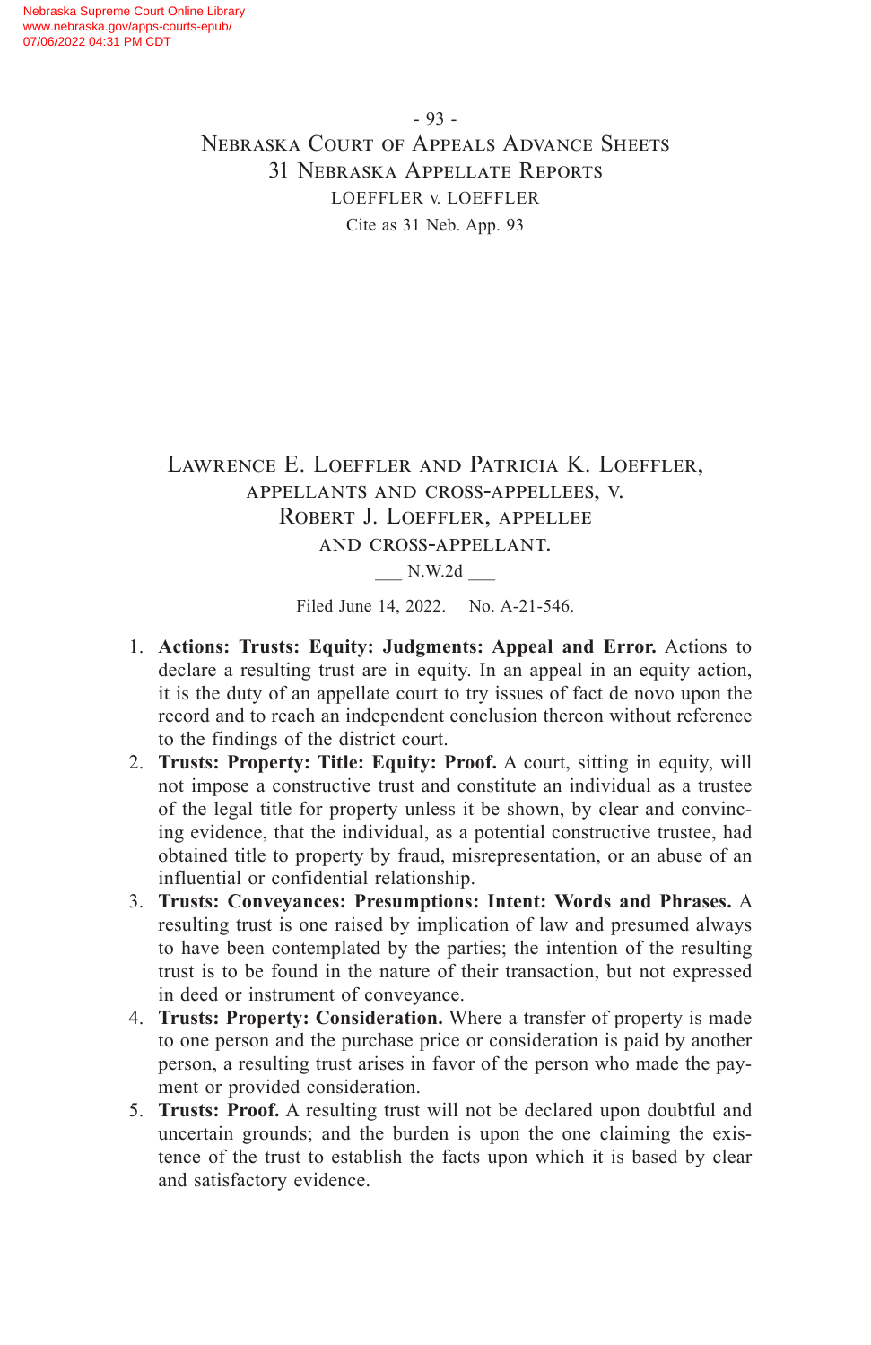# Lawrence E. Loeffler and Patricia K. Loeffler, appellants and cross-appellees, v. Robert J. Loeffler, appellee and cross-appellant.

___ N.W.2d ___

Filed June 14, 2022. No. A-21-546.

1. **Actions: Trusts: Equity: Judgments: Appeal and Error.** Actions to declare a resulting trust are in equity. In an appeal in an equity action, it is the duty of an appellate court to try issues of fact de novo upon the record and to reach an independent conclusion thereon without reference to the findings of the district court.
2. **Trusts: Property: Title: Equity: Proof.** A court, sitting in equity, will not impose a constructive trust and constitute an individual as a trustee of the legal title for property unless it be shown, by clear and convincing evidence, that the individual, as a potential constructive trustee, had obtained title to property by fraud, misrepresentation, or an abuse of an influential or confidential relationship.
3. **Trusts: Conveyances: Presumptions: Intent: Words and Phrases.** A resulting trust is one raised by implication of law and presumed always to have been contemplated by the parties; the intention of the resulting trust is to be found in the nature of their transaction, but not expressed in deed or instrument of conveyance.
4. **Trusts: Property: Consideration.** Where a transfer of property is made to one person and the purchase price or consideration is paid by another person, a resulting trust arises in favor of the person who made the payment or provided consideration.
5. **Trusts: Proof.** A resulting trust will not be declared upon doubtful and uncertain grounds; and the burden is upon the one claiming the existence of the trust to establish the facts upon which it is based by clear and satisfactory evidence.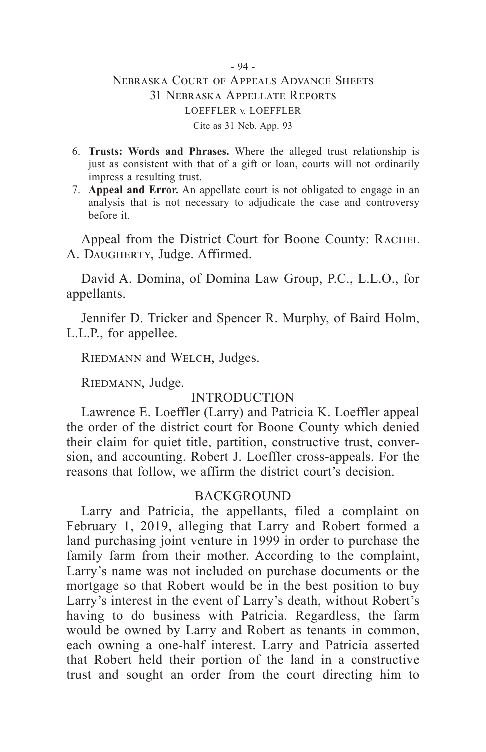6. **Trusts: Words and Phrases.** Where the alleged trust relationship is just as consistent with that of a gift or loan, courts will not ordinarily impress a resulting trust.
7. **Appeal and Error.** An appellate court is not obligated to engage in an analysis that is not necessary to adjudicate the case and controversy before it.

Appeal from the District Court for Boone County: Rachel A. Daugherty, Judge. Affirmed.

David A. Domina, of Domina Law Group, P.C., L.L.O., for appellants.

Jennifer D. Tricker and Spencer R. Murphy, of Baird Holm, L.L.P., for appellee.

Riedmann and Welch, Judges.

Riedmann, Judge.

## INTRODUCTION

Lawrence E. Loeffler (Larry) and Patricia K. Loeffler appeal the order of the district court for Boone County which denied their claim for quiet title, partition, constructive trust, conversion, and accounting. Robert J. Loeffler cross-appeals. For the reasons that follow, we affirm the district court's decision.

## BACKGROUND

Larry and Patricia, the appellants, filed a complaint on February 1, 2019, alleging that Larry and Robert formed a land purchasing joint venture in 1999 in order to purchase the family farm from their mother. According to the complaint, Larry's name was not included on purchase documents or the mortgage so that Robert would be in the best position to buy Larry's interest in the event of Larry's death, without Robert's having to do business with Patricia. Regardless, the farm would be owned by Larry and Robert as tenants in common, each owning a one-half interest. Larry and Patricia asserted that Robert held their portion of the land in a constructive trust and sought an order from the court directing him to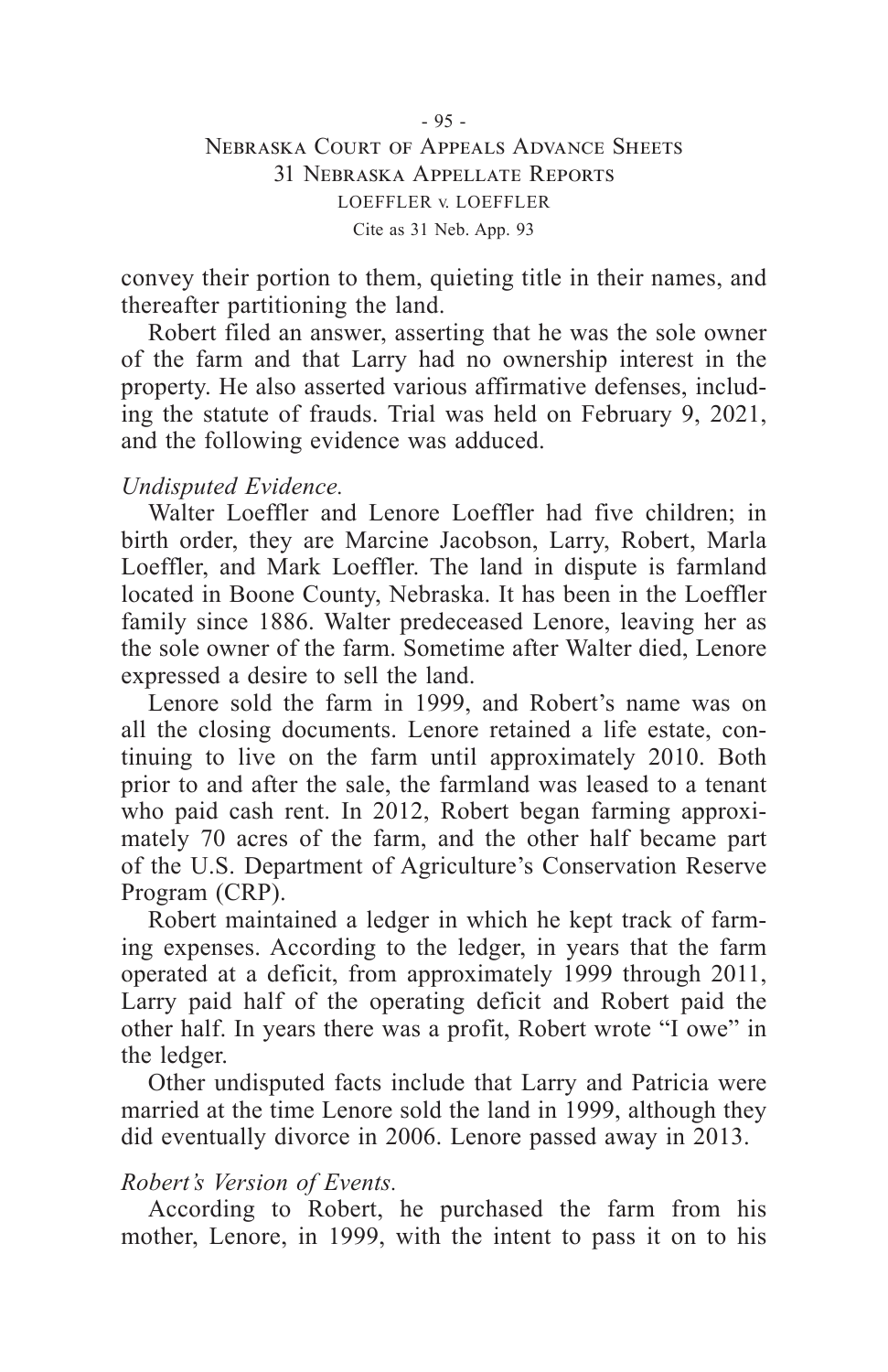convey their portion to them, quieting title in their names, and thereafter partitioning the land.

Robert filed an answer, asserting that he was the sole owner of the farm and that Larry had no ownership interest in the property. He also asserted various affirmative defenses, including the statute of frauds. Trial was held on February 9, 2021, and the following evidence was adduced.

*Undisputed Evidence.*

Walter Loeffler and Lenore Loeffler had five children; in birth order, they are Marcine Jacobson, Larry, Robert, Marla Loeffler, and Mark Loeffler. The land in dispute is farmland located in Boone County, Nebraska. It has been in the Loeffler family since 1886. Walter predeceased Lenore, leaving her as the sole owner of the farm. Sometime after Walter died, Lenore expressed a desire to sell the land.

Lenore sold the farm in 1999, and Robert's name was on all the closing documents. Lenore retained a life estate, continuing to live on the farm until approximately 2010. Both prior to and after the sale, the farmland was leased to a tenant who paid cash rent. In 2012, Robert began farming approximately 70 acres of the farm, and the other half became part of the U.S. Department of Agriculture's Conservation Reserve Program (CRP).

Robert maintained a ledger in which he kept track of farming expenses. According to the ledger, in years that the farm operated at a deficit, from approximately 1999 through 2011, Larry paid half of the operating deficit and Robert paid the other half. In years there was a profit, Robert wrote "I owe" in the ledger.

Other undisputed facts include that Larry and Patricia were married at the time Lenore sold the land in 1999, although they did eventually divorce in 2006. Lenore passed away in 2013.

*Robert's Version of Events.*

According to Robert, he purchased the farm from his mother, Lenore, in 1999, with the intent to pass it on to his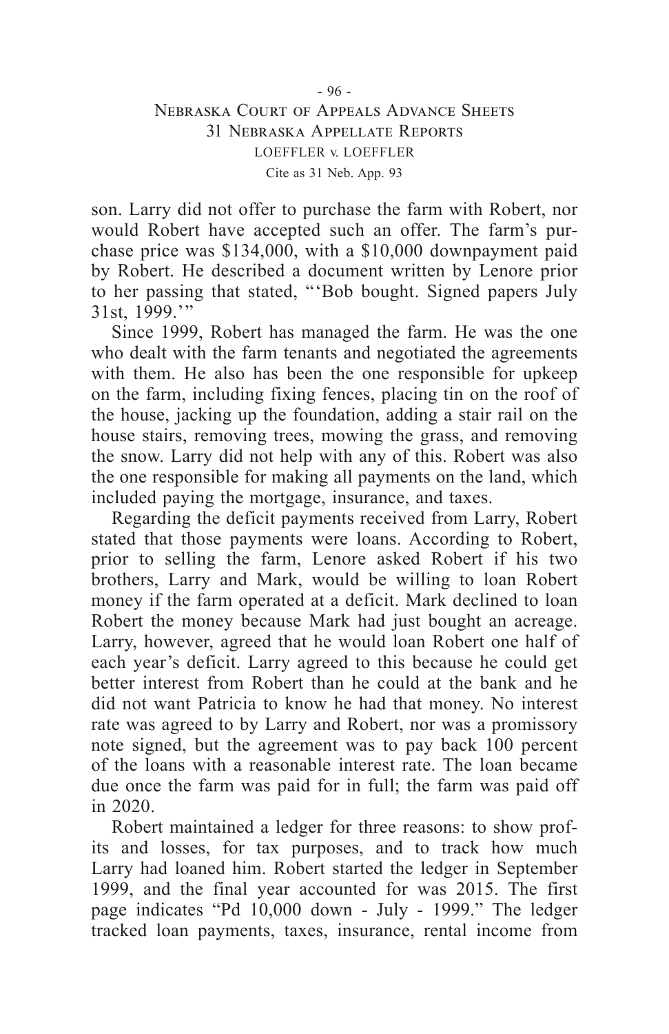son. Larry did not offer to purchase the farm with Robert, nor would Robert have accepted such an offer. The farm's purchase price was $134,000, with a $10,000 downpayment paid by Robert. He described a document written by Lenore prior to her passing that stated, "'Bob bought. Signed papers July 31st, 1999.'"

Since 1999, Robert has managed the farm. He was the one who dealt with the farm tenants and negotiated the agreements with them. He also has been the one responsible for upkeep on the farm, including fixing fences, placing tin on the roof of the house, jacking up the foundation, adding a stair rail on the house stairs, removing trees, mowing the grass, and removing the snow. Larry did not help with any of this. Robert was also the one responsible for making all payments on the land, which included paying the mortgage, insurance, and taxes.

Regarding the deficit payments received from Larry, Robert stated that those payments were loans. According to Robert, prior to selling the farm, Lenore asked Robert if his two brothers, Larry and Mark, would be willing to loan Robert money if the farm operated at a deficit. Mark declined to loan Robert the money because Mark had just bought an acreage. Larry, however, agreed that he would loan Robert one half of each year's deficit. Larry agreed to this because he could get better interest from Robert than he could at the bank and he did not want Patricia to know he had that money. No interest rate was agreed to by Larry and Robert, nor was a promissory note signed, but the agreement was to pay back 100 percent of the loans with a reasonable interest rate. The loan became due once the farm was paid for in full; the farm was paid off in 2020.

Robert maintained a ledger for three reasons: to show profits and losses, for tax purposes, and to track how much Larry had loaned him. Robert started the ledger in September 1999, and the final year accounted for was 2015. The first page indicates "Pd 10,000 down - July - 1999." The ledger tracked loan payments, taxes, insurance, rental income from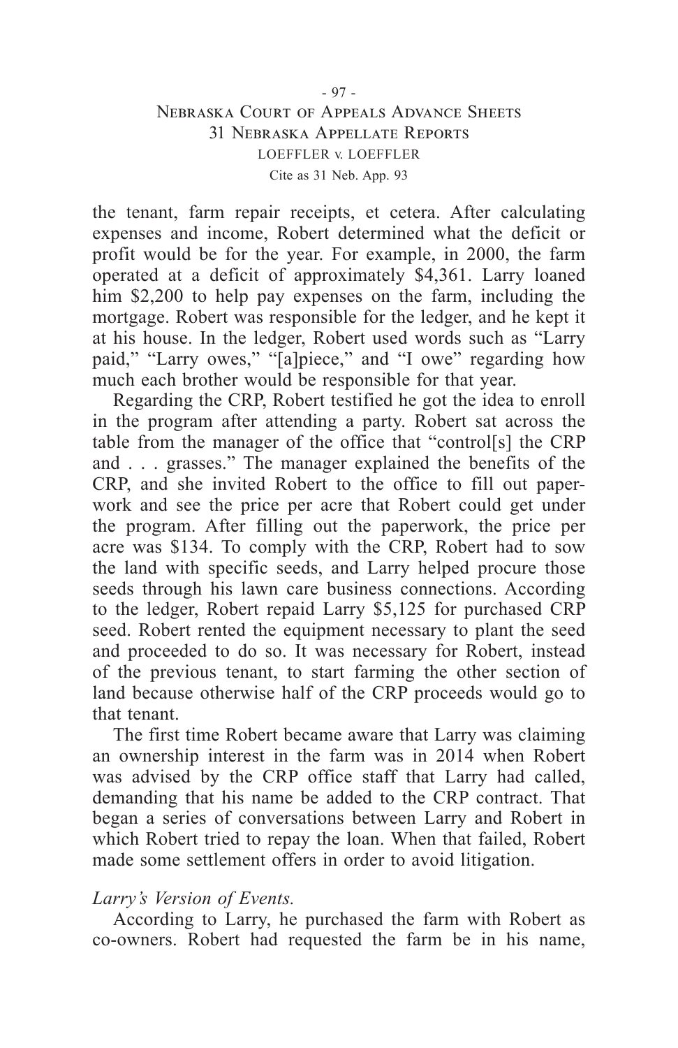the tenant, farm repair receipts, et cetera. After calculating expenses and income, Robert determined what the deficit or profit would be for the year. For example, in 2000, the farm operated at a deficit of approximately $4,361. Larry loaned him $2,200 to help pay expenses on the farm, including the mortgage. Robert was responsible for the ledger, and he kept it at his house. In the ledger, Robert used words such as "Larry paid," "Larry owes," "[a]piece," and "I owe" regarding how much each brother would be responsible for that year.

Regarding the CRP, Robert testified he got the idea to enroll in the program after attending a party. Robert sat across the table from the manager of the office that "control[s] the CRP and . . . grasses." The manager explained the benefits of the CRP, and she invited Robert to the office to fill out paperwork and see the price per acre that Robert could get under the program. After filling out the paperwork, the price per acre was $134. To comply with the CRP, Robert had to sow the land with specific seeds, and Larry helped procure those seeds through his lawn care business connections. According to the ledger, Robert repaid Larry $5,125 for purchased CRP seed. Robert rented the equipment necessary to plant the seed and proceeded to do so. It was necessary for Robert, instead of the previous tenant, to start farming the other section of land because otherwise half of the CRP proceeds would go to that tenant.

The first time Robert became aware that Larry was claiming an ownership interest in the farm was in 2014 when Robert was advised by the CRP office staff that Larry had called, demanding that his name be added to the CRP contract. That began a series of conversations between Larry and Robert in which Robert tried to repay the loan. When that failed, Robert made some settlement offers in order to avoid litigation.

*Larry's Version of Events.*

According to Larry, he purchased the farm with Robert as co-owners. Robert had requested the farm be in his name,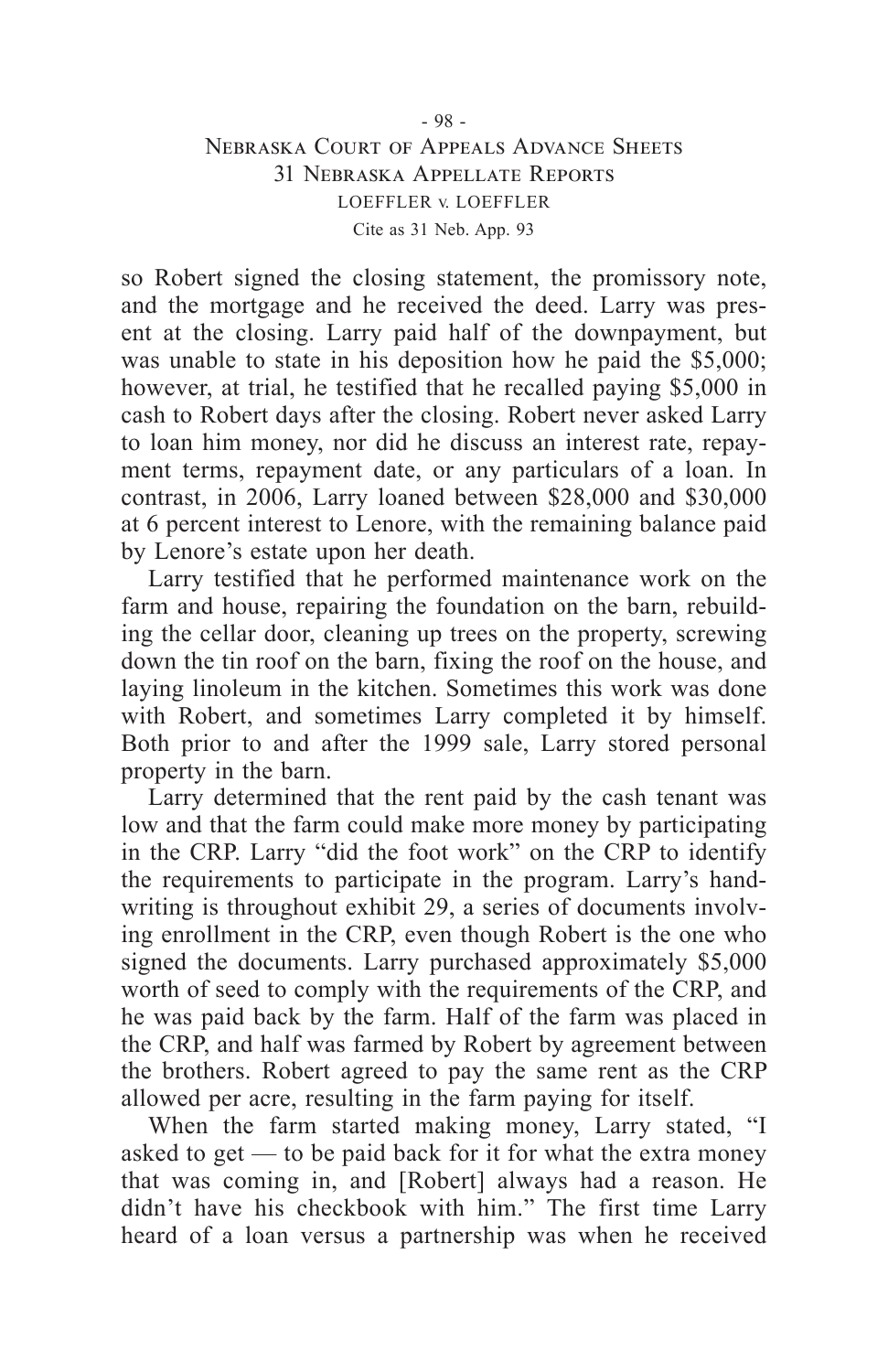so Robert signed the closing statement, the promissory note, and the mortgage and he received the deed. Larry was present at the closing. Larry paid half of the downpayment, but was unable to state in his deposition how he paid the $5,000; however, at trial, he testified that he recalled paying $5,000 in cash to Robert days after the closing. Robert never asked Larry to loan him money, nor did he discuss an interest rate, repayment terms, repayment date, or any particulars of a loan. In contrast, in 2006, Larry loaned between $28,000 and $30,000 at 6 percent interest to Lenore, with the remaining balance paid by Lenore's estate upon her death.

Larry testified that he performed maintenance work on the farm and house, repairing the foundation on the barn, rebuilding the cellar door, cleaning up trees on the property, screwing down the tin roof on the barn, fixing the roof on the house, and laying linoleum in the kitchen. Sometimes this work was done with Robert, and sometimes Larry completed it by himself. Both prior to and after the 1999 sale, Larry stored personal property in the barn.

Larry determined that the rent paid by the cash tenant was low and that the farm could make more money by participating in the CRP. Larry "did the foot work" on the CRP to identify the requirements to participate in the program. Larry's handwriting is throughout exhibit 29, a series of documents involving enrollment in the CRP, even though Robert is the one who signed the documents. Larry purchased approximately $5,000 worth of seed to comply with the requirements of the CRP, and he was paid back by the farm. Half of the farm was placed in the CRP, and half was farmed by Robert by agreement between the brothers. Robert agreed to pay the same rent as the CRP allowed per acre, resulting in the farm paying for itself.

When the farm started making money, Larry stated, "I asked to get — to be paid back for it for what the extra money that was coming in, and [Robert] always had a reason. He didn't have his checkbook with him." The first time Larry heard of a loan versus a partnership was when he received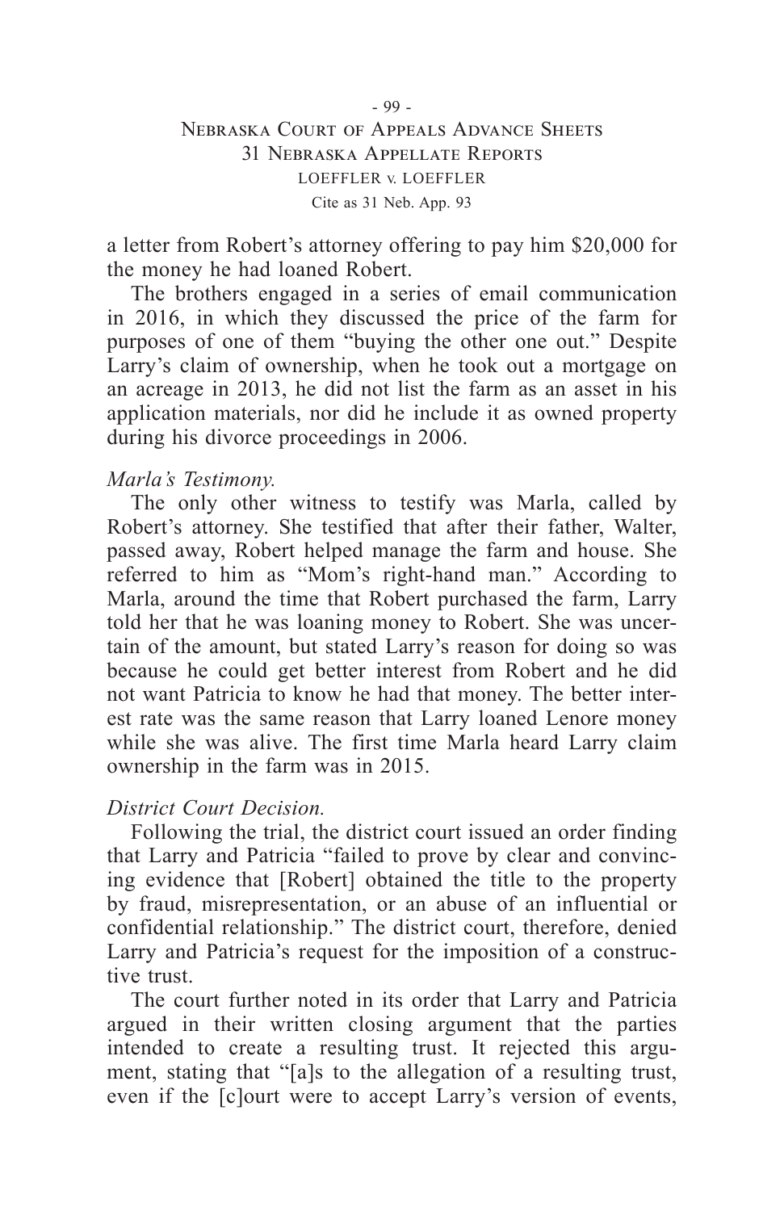a letter from Robert's attorney offering to pay him $20,000 for the money he had loaned Robert.

The brothers engaged in a series of email communication in 2016, in which they discussed the price of the farm for purposes of one of them "buying the other one out." Despite Larry's claim of ownership, when he took out a mortgage on an acreage in 2013, he did not list the farm as an asset in his application materials, nor did he include it as owned property during his divorce proceedings in 2006.

*Marla's Testimony.*

The only other witness to testify was Marla, called by Robert's attorney. She testified that after their father, Walter, passed away, Robert helped manage the farm and house. She referred to him as "Mom's right-hand man." According to Marla, around the time that Robert purchased the farm, Larry told her that he was loaning money to Robert. She was uncertain of the amount, but stated Larry's reason for doing so was because he could get better interest from Robert and he did not want Patricia to know he had that money. The better interest rate was the same reason that Larry loaned Lenore money while she was alive. The first time Marla heard Larry claim ownership in the farm was in 2015.

*District Court Decision.*

Following the trial, the district court issued an order finding that Larry and Patricia "failed to prove by clear and convincing evidence that [Robert] obtained the title to the property by fraud, misrepresentation, or an abuse of an influential or confidential relationship." The district court, therefore, denied Larry and Patricia's request for the imposition of a constructive trust.

The court further noted in its order that Larry and Patricia argued in their written closing argument that the parties intended to create a resulting trust. It rejected this argument, stating that "[a]s to the allegation of a resulting trust, even if the [c]ourt were to accept Larry's version of events,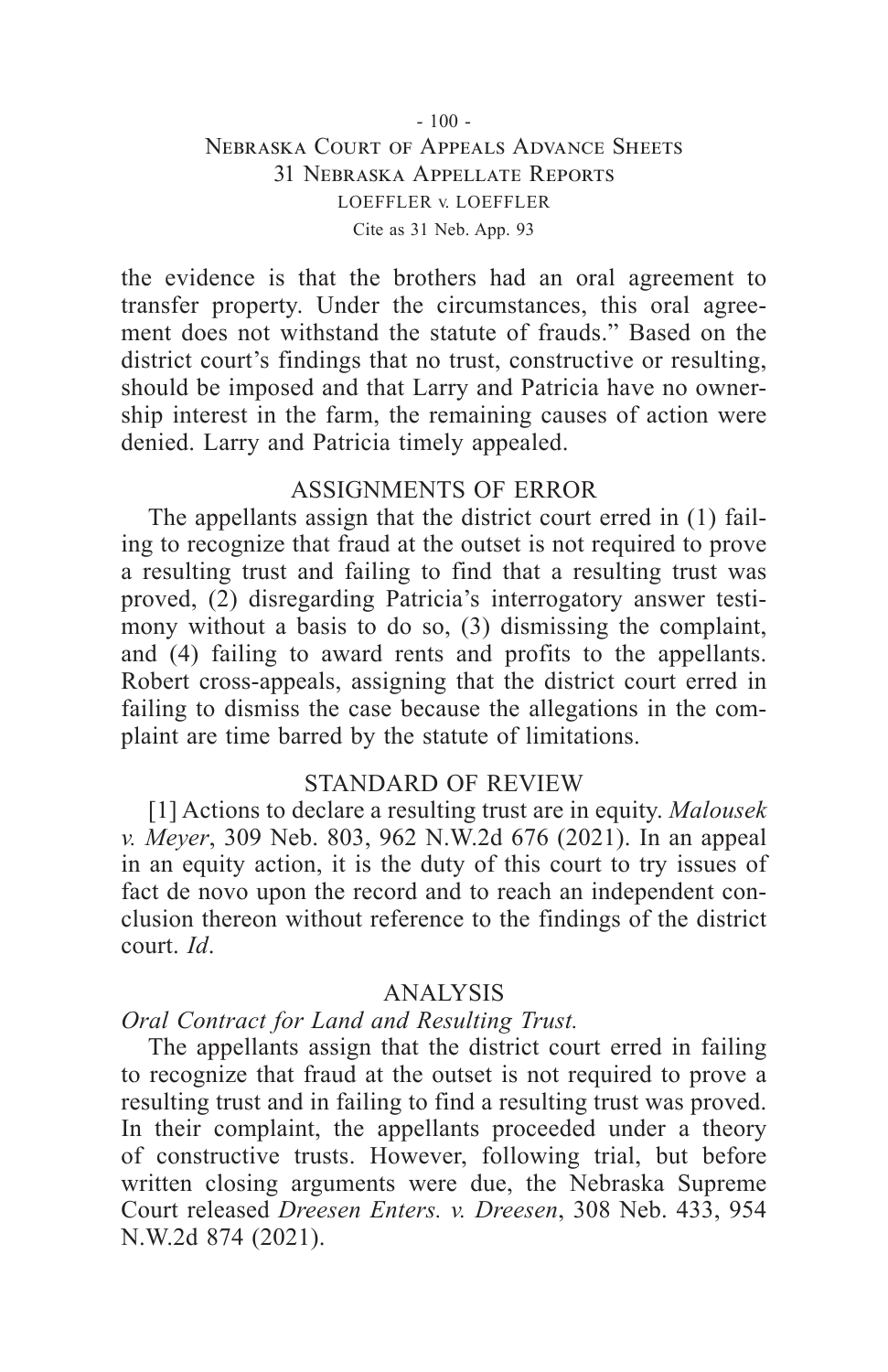the evidence is that the brothers had an oral agreement to transfer property. Under the circumstances, this oral agreement does not withstand the statute of frauds." Based on the district court's findings that no trust, constructive or resulting, should be imposed and that Larry and Patricia have no ownership interest in the farm, the remaining causes of action were denied. Larry and Patricia timely appealed.

## ASSIGNMENTS OF ERROR

The appellants assign that the district court erred in (1) failing to recognize that fraud at the outset is not required to prove a resulting trust and failing to find that a resulting trust was proved, (2) disregarding Patricia's interrogatory answer testimony without a basis to do so, (3) dismissing the complaint, and (4) failing to award rents and profits to the appellants. Robert cross-appeals, assigning that the district court erred in failing to dismiss the case because the allegations in the complaint are time barred by the statute of limitations.

## STANDARD OF REVIEW

[1] Actions to declare a resulting trust are in equity. *Malousek v. Meyer*, 309 Neb. 803, 962 N.W.2d 676 (2021). In an appeal in an equity action, it is the duty of this court to try issues of fact de novo upon the record and to reach an independent conclusion thereon without reference to the findings of the district court. *Id*.

## ANALYSIS

### *Oral Contract for Land and Resulting Trust.*

The appellants assign that the district court erred in failing to recognize that fraud at the outset is not required to prove a resulting trust and in failing to find a resulting trust was proved. In their complaint, the appellants proceeded under a theory of constructive trusts. However, following trial, but before written closing arguments were due, the Nebraska Supreme Court released *Dreesen Enters. v. Dreesen*, 308 Neb. 433, 954 N.W.2d 874 (2021).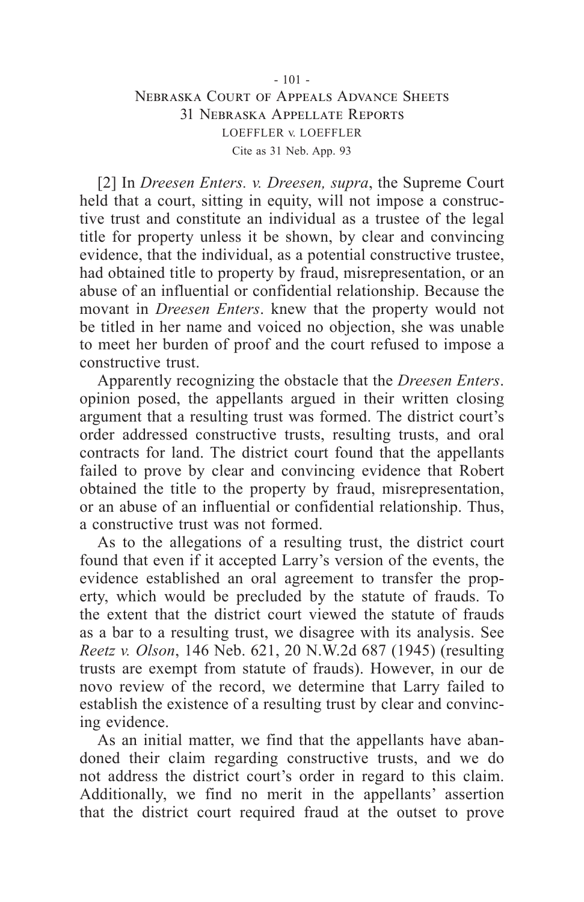[2] In *Dreesen Enters. v. Dreesen, supra*, the Supreme Court held that a court, sitting in equity, will not impose a constructive trust and constitute an individual as a trustee of the legal title for property unless it be shown, by clear and convincing evidence, that the individual, as a potential constructive trustee, had obtained title to property by fraud, misrepresentation, or an abuse of an influential or confidential relationship. Because the movant in *Dreesen Enters*. knew that the property would not be titled in her name and voiced no objection, she was unable to meet her burden of proof and the court refused to impose a constructive trust.

Apparently recognizing the obstacle that the *Dreesen Enters*. opinion posed, the appellants argued in their written closing argument that a resulting trust was formed. The district court's order addressed constructive trusts, resulting trusts, and oral contracts for land. The district court found that the appellants failed to prove by clear and convincing evidence that Robert obtained the title to the property by fraud, misrepresentation, or an abuse of an influential or confidential relationship. Thus, a constructive trust was not formed.

As to the allegations of a resulting trust, the district court found that even if it accepted Larry's version of the events, the evidence established an oral agreement to transfer the property, which would be precluded by the statute of frauds. To the extent that the district court viewed the statute of frauds as a bar to a resulting trust, we disagree with its analysis. See *Reetz v. Olson*, 146 Neb. 621, 20 N.W.2d 687 (1945) (resulting trusts are exempt from statute of frauds). However, in our de novo review of the record, we determine that Larry failed to establish the existence of a resulting trust by clear and convincing evidence.

As an initial matter, we find that the appellants have abandoned their claim regarding constructive trusts, and we do not address the district court's order in regard to this claim. Additionally, we find no merit in the appellants' assertion that the district court required fraud at the outset to prove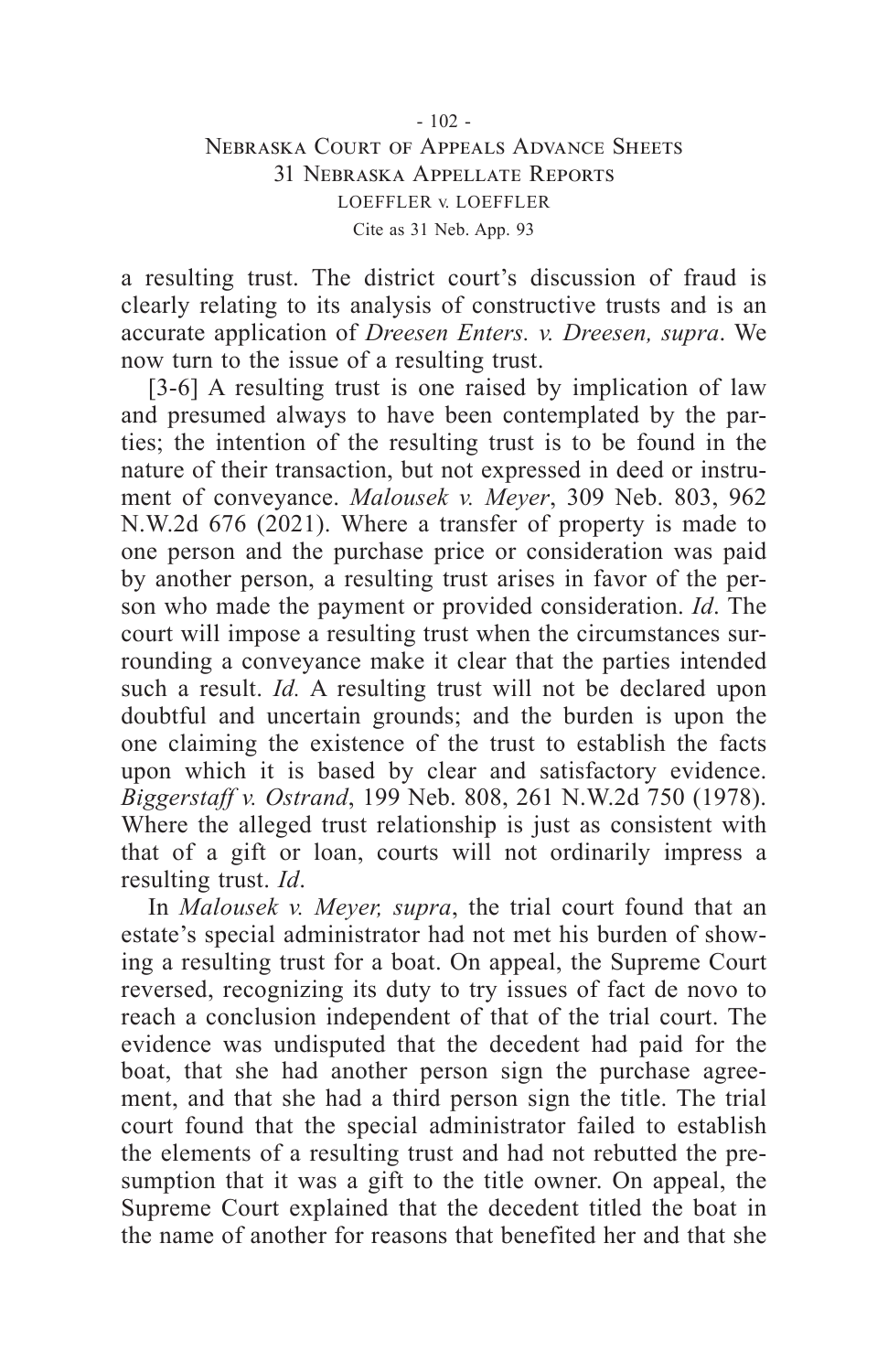a resulting trust. The district court's discussion of fraud is clearly relating to its analysis of constructive trusts and is an accurate application of *Dreesen Enters. v. Dreesen, supra*. We now turn to the issue of a resulting trust.

[3-6] A resulting trust is one raised by implication of law and presumed always to have been contemplated by the parties; the intention of the resulting trust is to be found in the nature of their transaction, but not expressed in deed or instrument of conveyance. *Malousek v. Meyer*, 309 Neb. 803, 962 N.W.2d 676 (2021). Where a transfer of property is made to one person and the purchase price or consideration was paid by another person, a resulting trust arises in favor of the person who made the payment or provided consideration. *Id*. The court will impose a resulting trust when the circumstances surrounding a conveyance make it clear that the parties intended such a result. *Id.* A resulting trust will not be declared upon doubtful and uncertain grounds; and the burden is upon the one claiming the existence of the trust to establish the facts upon which it is based by clear and satisfactory evidence. *Biggerstaff v. Ostrand*, 199 Neb. 808, 261 N.W.2d 750 (1978). Where the alleged trust relationship is just as consistent with that of a gift or loan, courts will not ordinarily impress a resulting trust. *Id*.

In *Malousek v. Meyer, supra*, the trial court found that an estate's special administrator had not met his burden of showing a resulting trust for a boat. On appeal, the Supreme Court reversed, recognizing its duty to try issues of fact de novo to reach a conclusion independent of that of the trial court. The evidence was undisputed that the decedent had paid for the boat, that she had another person sign the purchase agreement, and that she had a third person sign the title. The trial court found that the special administrator failed to establish the elements of a resulting trust and had not rebutted the presumption that it was a gift to the title owner. On appeal, the Supreme Court explained that the decedent titled the boat in the name of another for reasons that benefited her and that she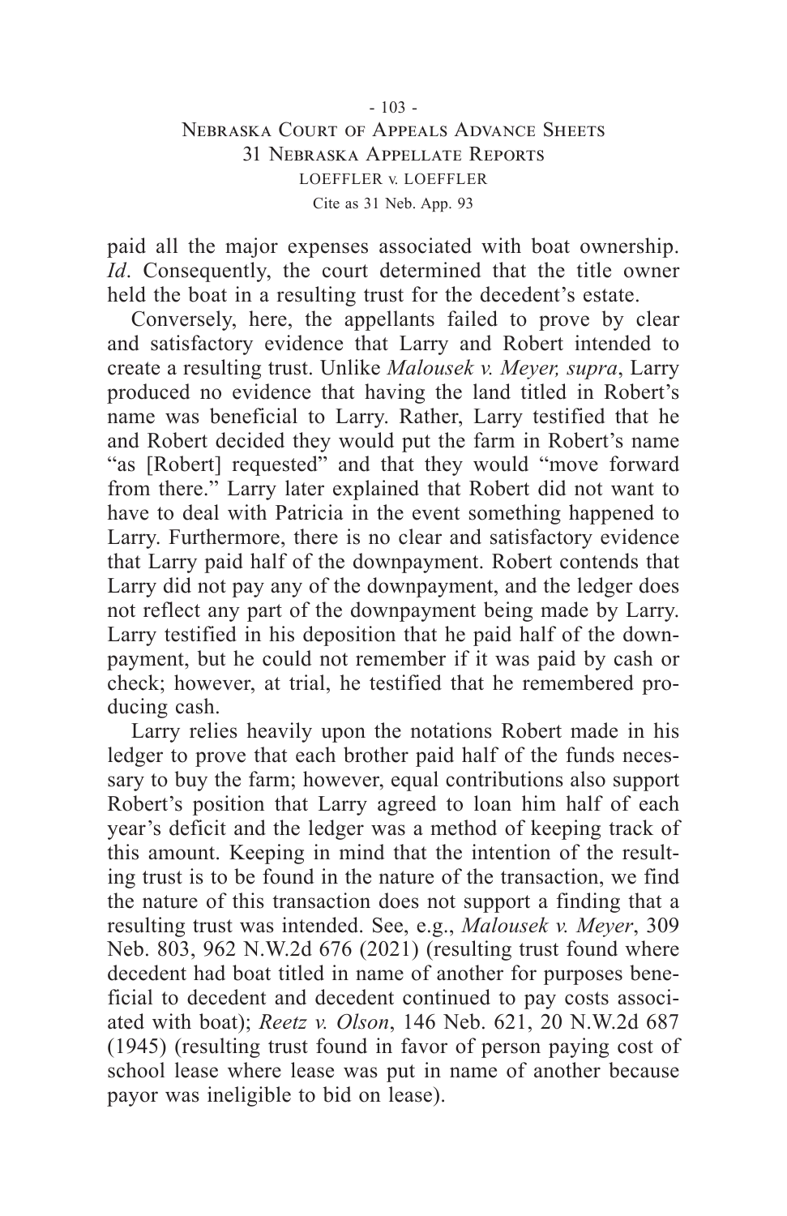paid all the major expenses associated with boat ownership. *Id*. Consequently, the court determined that the title owner held the boat in a resulting trust for the decedent's estate.

Conversely, here, the appellants failed to prove by clear and satisfactory evidence that Larry and Robert intended to create a resulting trust. Unlike *Malousek v. Meyer, supra*, Larry produced no evidence that having the land titled in Robert's name was beneficial to Larry. Rather, Larry testified that he and Robert decided they would put the farm in Robert's name "as [Robert] requested" and that they would "move forward from there." Larry later explained that Robert did not want to have to deal with Patricia in the event something happened to Larry. Furthermore, there is no clear and satisfactory evidence that Larry paid half of the downpayment. Robert contends that Larry did not pay any of the downpayment, and the ledger does not reflect any part of the downpayment being made by Larry. Larry testified in his deposition that he paid half of the downpayment, but he could not remember if it was paid by cash or check; however, at trial, he testified that he remembered producing cash.

Larry relies heavily upon the notations Robert made in his ledger to prove that each brother paid half of the funds necessary to buy the farm; however, equal contributions also support Robert's position that Larry agreed to loan him half of each year's deficit and the ledger was a method of keeping track of this amount. Keeping in mind that the intention of the resulting trust is to be found in the nature of the transaction, we find the nature of this transaction does not support a finding that a resulting trust was intended. See, e.g., *Malousek v. Meyer*, 309 Neb. 803, 962 N.W.2d 676 (2021) (resulting trust found where decedent had boat titled in name of another for purposes beneficial to decedent and decedent continued to pay costs associated with boat); *Reetz v. Olson*, 146 Neb. 621, 20 N.W.2d 687 (1945) (resulting trust found in favor of person paying cost of school lease where lease was put in name of another because payor was ineligible to bid on lease).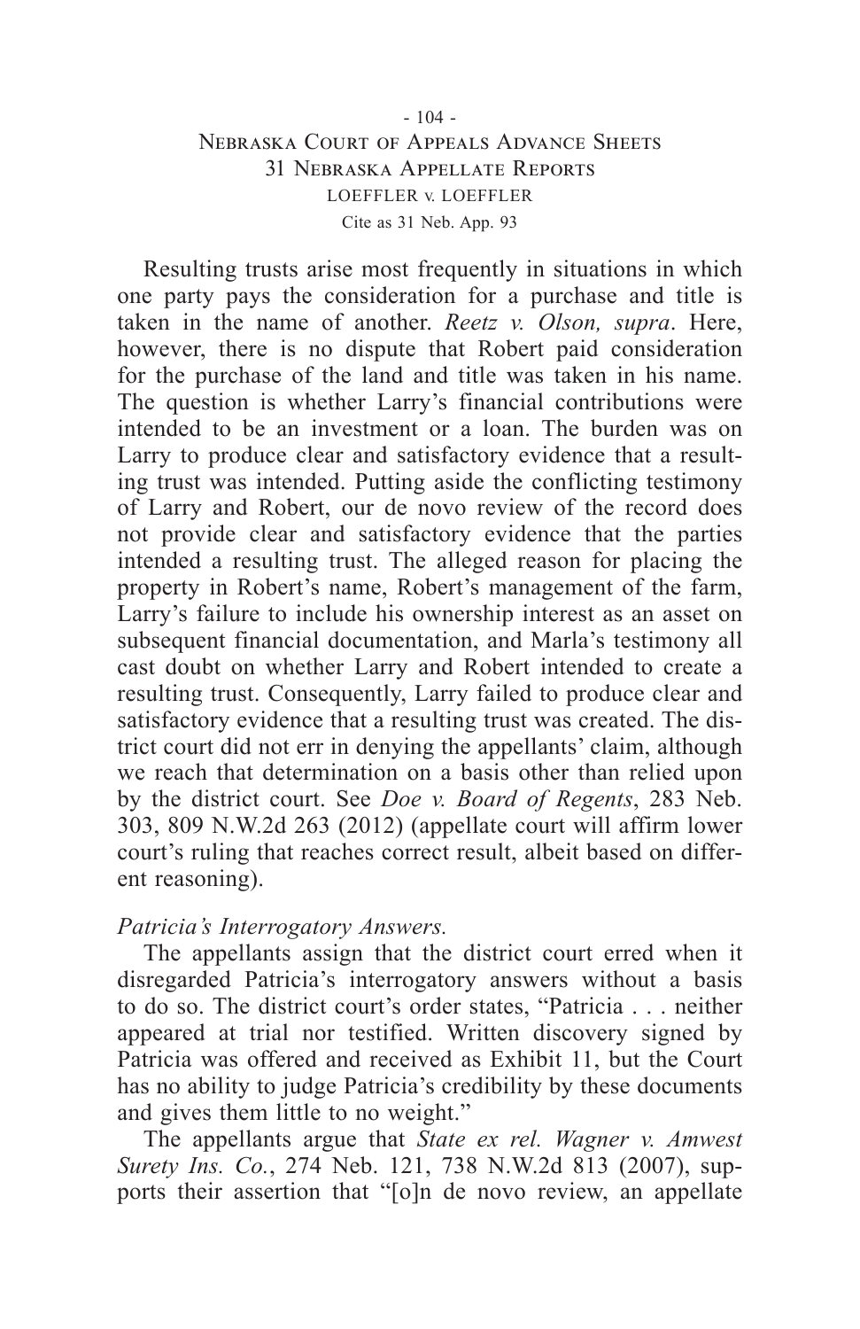Resulting trusts arise most frequently in situations in which one party pays the consideration for a purchase and title is taken in the name of another. *Reetz v. Olson, supra*. Here, however, there is no dispute that Robert paid consideration for the purchase of the land and title was taken in his name. The question is whether Larry's financial contributions were intended to be an investment or a loan. The burden was on Larry to produce clear and satisfactory evidence that a resulting trust was intended. Putting aside the conflicting testimony of Larry and Robert, our de novo review of the record does not provide clear and satisfactory evidence that the parties intended a resulting trust. The alleged reason for placing the property in Robert's name, Robert's management of the farm, Larry's failure to include his ownership interest as an asset on subsequent financial documentation, and Marla's testimony all cast doubt on whether Larry and Robert intended to create a resulting trust. Consequently, Larry failed to produce clear and satisfactory evidence that a resulting trust was created. The district court did not err in denying the appellants' claim, although we reach that determination on a basis other than relied upon by the district court. See *Doe v. Board of Regents*, 283 Neb. 303, 809 N.W.2d 263 (2012) (appellate court will affirm lower court's ruling that reaches correct result, albeit based on different reasoning).

*Patricia's Interrogatory Answers.*

The appellants assign that the district court erred when it disregarded Patricia's interrogatory answers without a basis to do so. The district court's order states, "Patricia . . . neither appeared at trial nor testified. Written discovery signed by Patricia was offered and received as Exhibit 11, but the Court has no ability to judge Patricia's credibility by these documents and gives them little to no weight."

The appellants argue that *State ex rel. Wagner v. Amwest Surety Ins. Co.*, 274 Neb. 121, 738 N.W.2d 813 (2007), supports their assertion that "[o]n de novo review, an appellate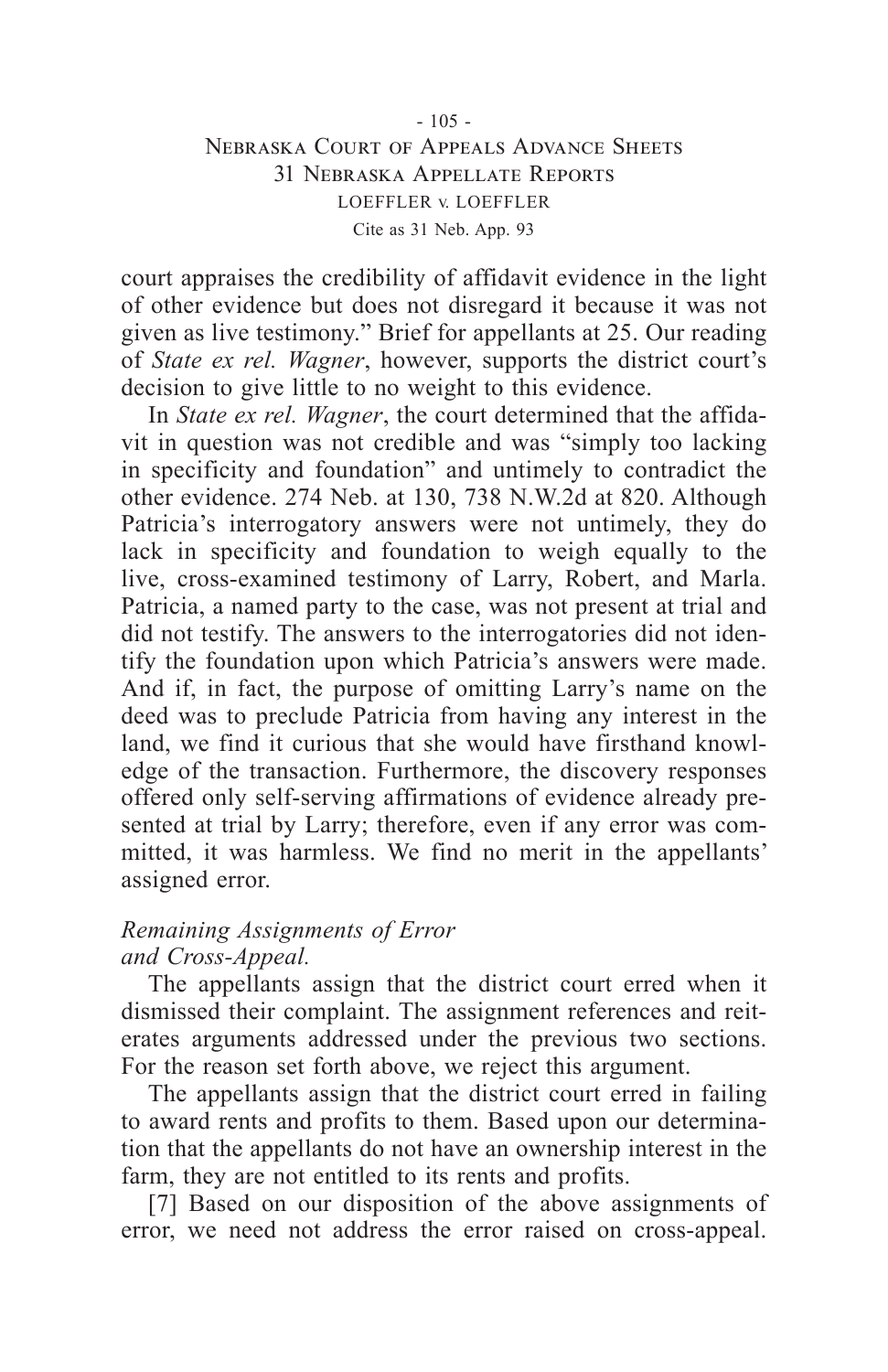court appraises the credibility of affidavit evidence in the light of other evidence but does not disregard it because it was not given as live testimony." Brief for appellants at 25. Our reading of *State ex rel. Wagner*, however, supports the district court's decision to give little to no weight to this evidence.

In *State ex rel. Wagner*, the court determined that the affidavit in question was not credible and was "simply too lacking in specificity and foundation" and untimely to contradict the other evidence. 274 Neb. at 130, 738 N.W.2d at 820. Although Patricia's interrogatory answers were not untimely, they do lack in specificity and foundation to weigh equally to the live, cross-examined testimony of Larry, Robert, and Marla. Patricia, a named party to the case, was not present at trial and did not testify. The answers to the interrogatories did not identify the foundation upon which Patricia's answers were made. And if, in fact, the purpose of omitting Larry's name on the deed was to preclude Patricia from having any interest in the land, we find it curious that she would have firsthand knowledge of the transaction. Furthermore, the discovery responses offered only self-serving affirmations of evidence already presented at trial by Larry; therefore, even if any error was committed, it was harmless. We find no merit in the appellants' assigned error.

*Remaining Assignments of Error and Cross-Appeal.*

The appellants assign that the district court erred when it dismissed their complaint. The assignment references and reiterates arguments addressed under the previous two sections. For the reason set forth above, we reject this argument.

The appellants assign that the district court erred in failing to award rents and profits to them. Based upon our determination that the appellants do not have an ownership interest in the farm, they are not entitled to its rents and profits.

[7] Based on our disposition of the above assignments of error, we need not address the error raised on cross-appeal.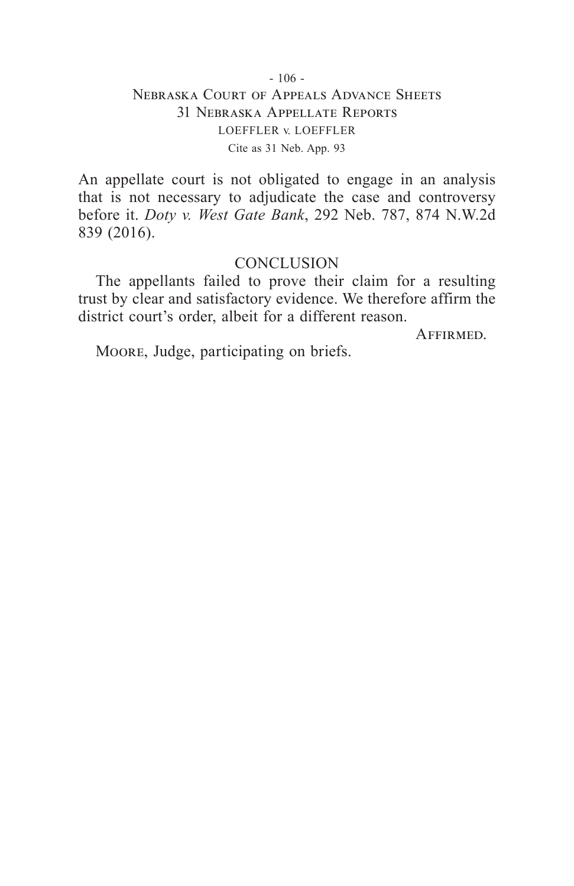An appellate court is not obligated to engage in an analysis that is not necessary to adjudicate the case and controversy before it. *Doty v. West Gate Bank*, 292 Neb. 787, 874 N.W.2d 839 (2016).

## CONCLUSION

The appellants failed to prove their claim for a resulting trust by clear and satisfactory evidence. We therefore affirm the district court's order, albeit for a different reason.

Affirmed.

Moore, Judge, participating on briefs.